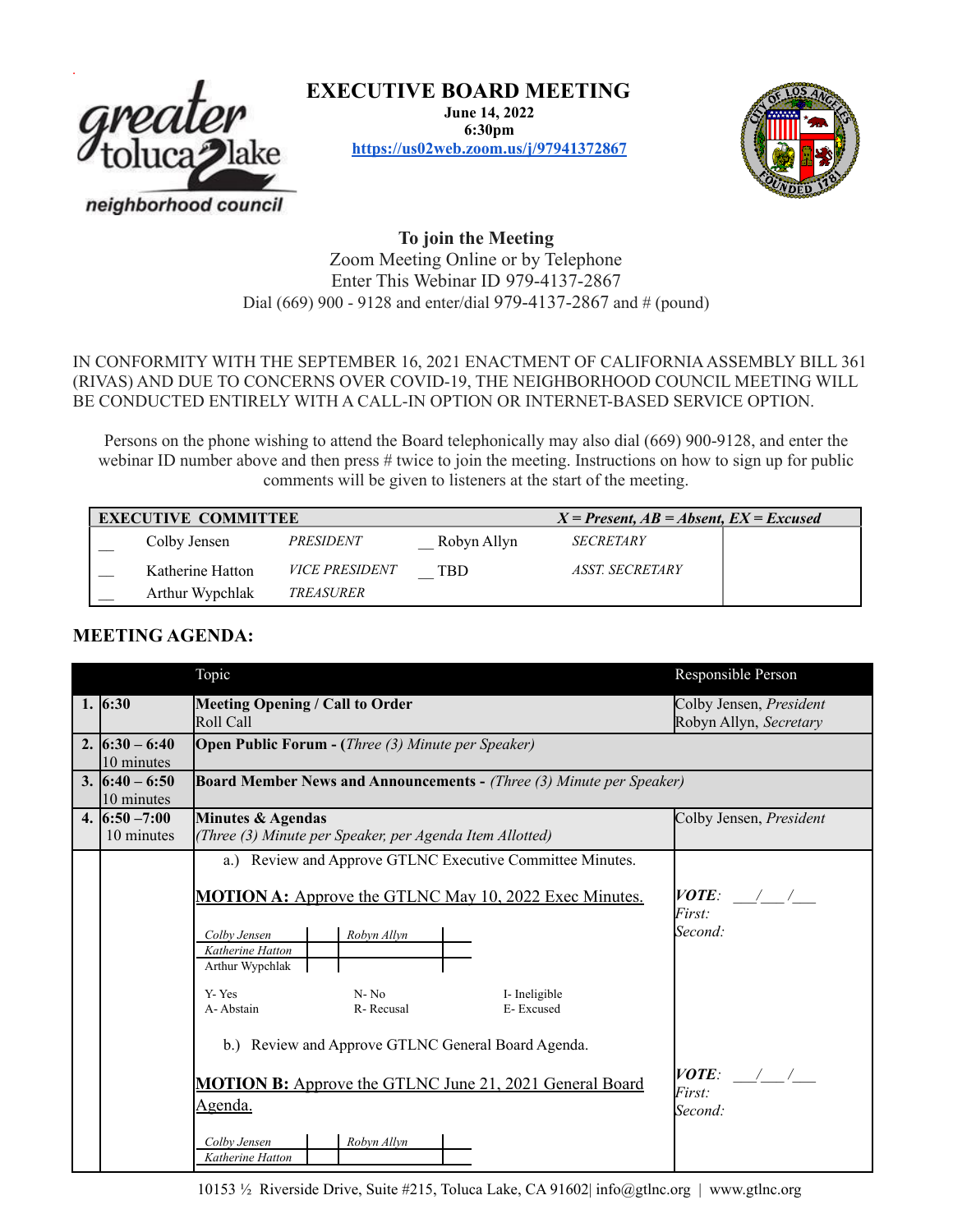# EXECUTIVE BOARD MEETING

**June 14, 2022**
**6:30pm**
**https://us02web.zoom.us/j/97941372867**

**To join the Meeting**
Zoom Meeting Online or by Telephone
Enter This Webinar ID 979-4137-2867
Dial (669) 900 - 9128 and enter/dial 979-4137-2867 and # (pound)

IN CONFORMITY WITH THE SEPTEMBER 16, 2021 ENACTMENT OF CALIFORNIA ASSEMBLY BILL 361 (RIVAS) AND DUE TO CONCERNS OVER COVID-19, THE NEIGHBORHOOD COUNCIL MEETING WILL BE CONDUCTED ENTIRELY WITH A CALL-IN OPTION OR INTERNET-BASED SERVICE OPTION.

Persons on the phone wishing to attend the Board telephonically may also dial (669) 900-9128, and enter the webinar ID number above and then press # twice to join the meeting. Instructions on how to sign up for public comments will be given to listeners at the start of the meeting.

| **EXECUTIVE COMMITTEE** | | | | | ***X = Present, AB = Absent, EX = Excused*** |
|---|---|---|---|---|---|
| __ | Colby Jensen | *PRESIDENT* | __ Robyn Allyn | *SECRETARY* | |
| __ | Katherine Hatton | *VICE PRESIDENT* | __ TBD | *ASST. SECRETARY* | |
| __ | Arthur Wypchlak | *TREASURER* | | | |

## MEETING AGENDA:

| | | Topic | Responsible Person |
|---|---|---|---|
| **1.** | **6:30** | **Meeting Opening / Call to Order**<br>Roll Call | Colby Jensen, *President*<br>Robyn Allyn, *Secretary* |
| **2.** | **6:30 – 6:40**<br>10 minutes | **Open Public Forum - (***Three (3) Minute per Speaker)* | |
| **3.** | **6:40 – 6:50**<br>10 minutes | **Board Member News and Announcements -** *(Three (3) Minute per Speaker)* | |
| **4.** | **6:50 –7:00**<br>10 minutes | **Minutes & Agendas**<br>*(Three (3) Minute per Speaker, per Agenda Item Allotted)* | Colby Jensen, *President* |
| | | a.) Review and Approve GTLNC Executive Committee Minutes.<br><br>**MOTION A:** Approve the GTLNC May 10, 2022 Exec Minutes.<br><br>*Colby Jensen* \| *Robyn Allyn*<br>*Katherine Hatton*<br>Arthur Wypchlak<br><br>Y- Yes  N- No  I- Ineligible<br>A- Abstain  R- Recusal  E- Excused | ***VOTE***: \_\_\_/\_\_\_/\_\_\_<br>*First:*<br>*Second:* |
| | | b.) Review and Approve GTLNC General Board Agenda.<br><br>**MOTION B:** Approve the GTLNC June 21, 2021 General Board Agenda.<br><br>*Colby Jensen* \| *Robyn Allyn*<br>*Katherine Hatton* | ***VOTE***: \_\_\_/\_\_\_/\_\_\_<br>*First:*<br>*Second:* |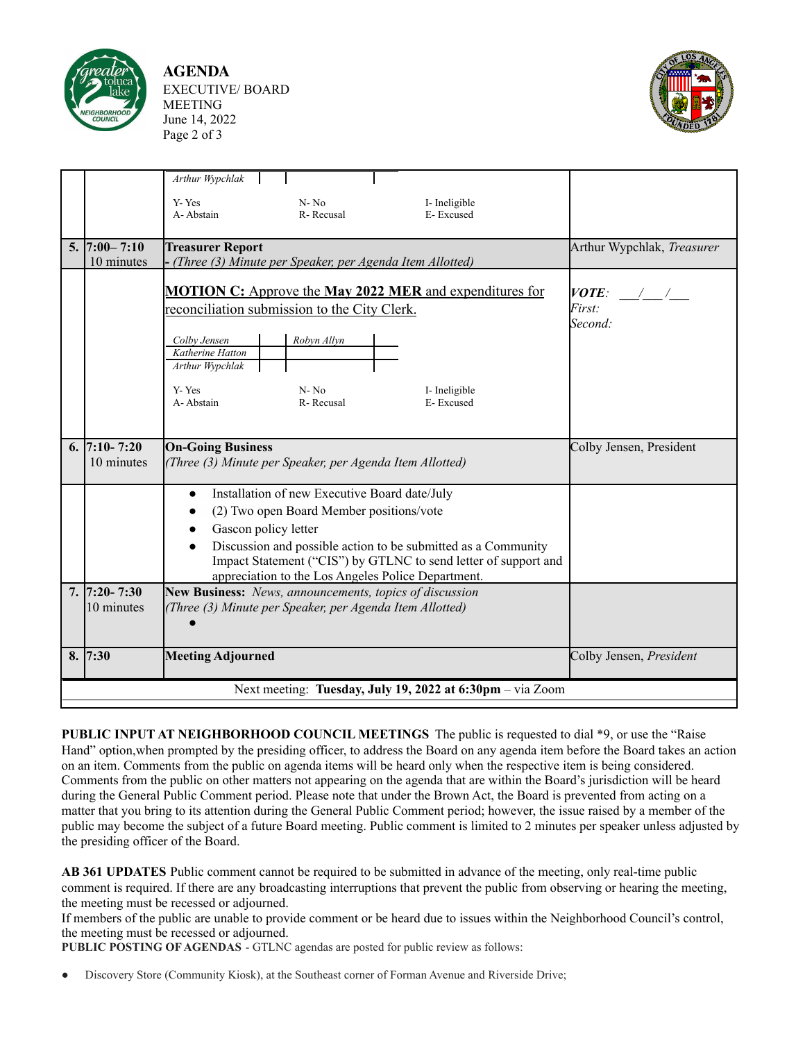| | | | | |
|---|---|---|---|---|
| | | Arthur Wypchlak<br><br>Y- Yes &nbsp;&nbsp;&nbsp; N- No &nbsp;&nbsp;&nbsp; I- Ineligible<br>A- Abstain &nbsp;&nbsp;&nbsp; R- Recusal &nbsp;&nbsp;&nbsp; E- Excused | |
| **5.** | **7:00– 7:10**<br>10 minutes | **Treasurer Report**<br>- *(Three (3) Minute per Speaker, per Agenda Item Allotted)* | Arthur Wypchlak, *Treasurer* |
| | | **MOTION C:** Approve the **May 2022 MER** and expenditures for reconciliation submission to the City Clerk.<br><br>*Colby Jensen* &nbsp;&nbsp;&nbsp; *Robyn Allyn*<br>*Katherine Hatton*<br>*Arthur Wypchlak*<br><br>Y- Yes &nbsp;&nbsp;&nbsp; N- No &nbsp;&nbsp;&nbsp; I- Ineligible<br>A- Abstain &nbsp;&nbsp;&nbsp; R- Recusal &nbsp;&nbsp;&nbsp; E- Excused | ***VOTE:*** \_\_\_/\_\_\_/\_\_\_<br>*First:*<br>*Second:* |
| **6.** | **7:10- 7:20**<br>10 minutes | **On-Going Business**<br>*(Three (3) Minute per Speaker, per Agenda Item Allotted)* | Colby Jensen, President |
| | | • Installation of new Executive Board date/July<br>• (2) Two open Board Member positions/vote<br>• Gascon policy letter<br>• Discussion and possible action to be submitted as a Community Impact Statement ("CIS") by GTLNC to send letter of support and appreciation to the Los Angeles Police Department. | |
| **7.** | **7:20- 7:30**<br>10 minutes | **New Business:** *News, announcements, topics of discussion*<br>*(Three (3) Minute per Speaker, per Agenda Item Allotted)*<br>• | |
| **8.** | **7:30** | **Meeting Adjourned** | Colby Jensen, *President* |

Next meeting: **Tuesday, July 19, 2022 at 6:30pm** – via Zoom

**PUBLIC INPUT AT NEIGHBORHOOD COUNCIL MEETINGS** The public is requested to dial *9, or use the "Raise Hand" option,when prompted by the presiding officer, to address the Board on any agenda item before the Board takes an action on an item. Comments from the public on agenda items will be heard only when the respective item is being considered. Comments from the public on other matters not appearing on the agenda that are within the Board's jurisdiction will be heard during the General Public Comment period. Please note that under the Brown Act, the Board is prevented from acting on a matter that you bring to its attention during the General Public Comment period; however, the issue raised by a member of the public may become the subject of a future Board meeting. Public comment is limited to 2 minutes per speaker unless adjusted by the presiding officer of the Board.

**AB 361 UPDATES** Public comment cannot be required to be submitted in advance of the meeting, only real-time public comment is required. If there are any broadcasting interruptions that prevent the public from observing or hearing the meeting, the meeting must be recessed or adjourned.

If members of the public are unable to provide comment or be heard due to issues within the Neighborhood Council's control, the meeting must be recessed or adjourned.

**PUBLIC POSTING OF AGENDAS** - GTLNC agendas are posted for public review as follows:

- Discovery Store (Community Kiosk), at the Southeast corner of Forman Avenue and Riverside Drive;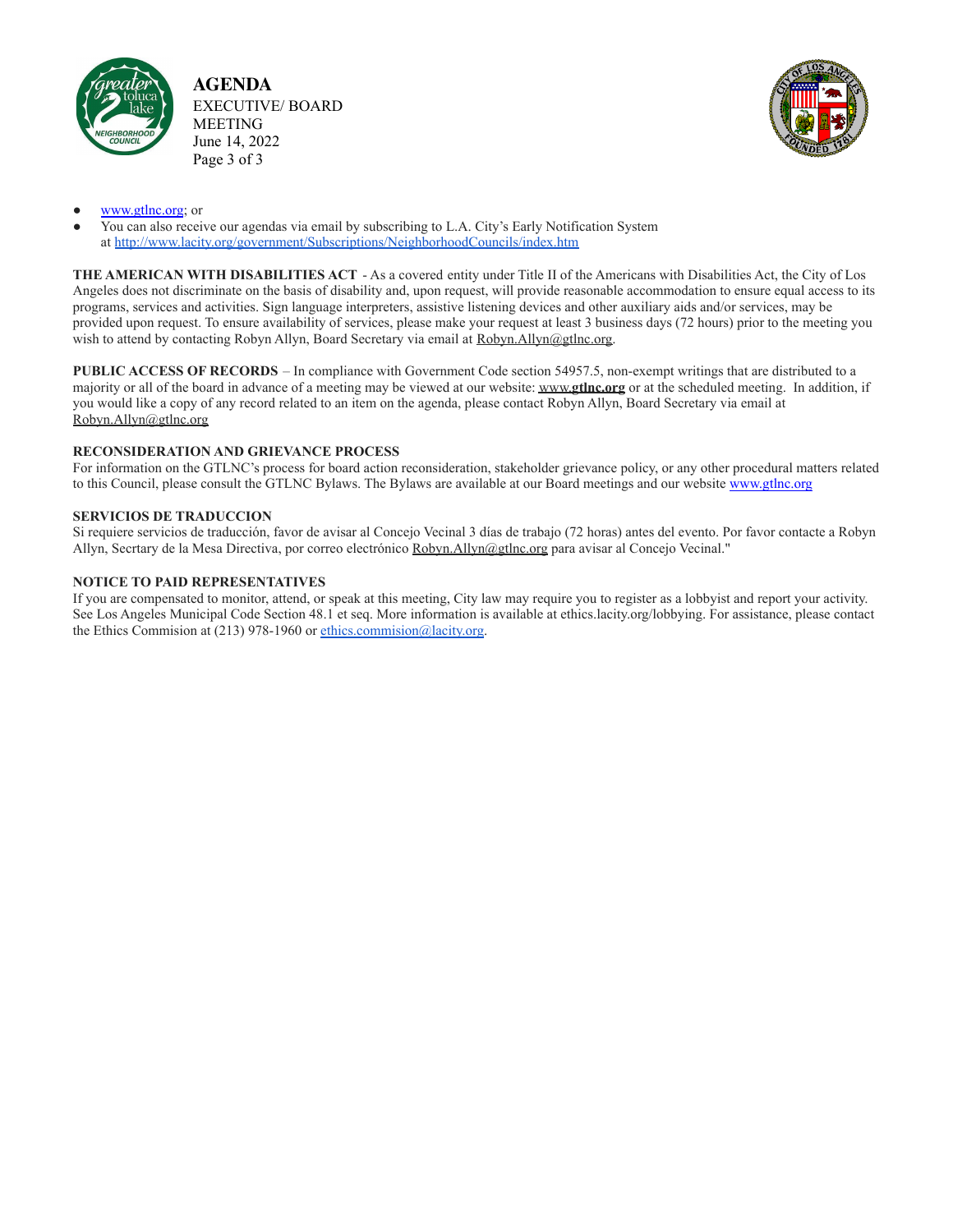- www.gtlnc.org; or
- You can also receive our agendas via email by subscribing to L.A. City's Early Notification System at http://www.lacity.org/government/Subscriptions/NeighborhoodCouncils/index.htm

**THE AMERICAN WITH DISABILITIES ACT** - As a covered entity under Title II of the Americans with Disabilities Act, the City of Los Angeles does not discriminate on the basis of disability and, upon request, will provide reasonable accommodation to ensure equal access to its programs, services and activities. Sign language interpreters, assistive listening devices and other auxiliary aids and/or services, may be provided upon request. To ensure availability of services, please make your request at least 3 business days (72 hours) prior to the meeting you wish to attend by contacting Robyn Allyn, Board Secretary via email at Robyn.Allyn@gtlnc.org.

**PUBLIC ACCESS OF RECORDS** – In compliance with Government Code section 54957.5, non-exempt writings that are distributed to a majority or all of the board in advance of a meeting may be viewed at our website: www.**gtlnc.org** or at the scheduled meeting. In addition, if you would like a copy of any record related to an item on the agenda, please contact Robyn Allyn, Board Secretary via email at Robyn.Allyn@gtlnc.org

**RECONSIDERATION AND GRIEVANCE PROCESS**
For information on the GTLNC's process for board action reconsideration, stakeholder grievance policy, or any other procedural matters related to this Council, please consult the GTLNC Bylaws. The Bylaws are available at our Board meetings and our website www.gtlnc.org

**SERVICIOS DE TRADUCCION**
Si requiere servicios de traducción, favor de avisar al Concejo Vecinal 3 días de trabajo (72 horas) antes del evento. Por favor contacte a Robyn Allyn, Secrtary de la Mesa Directiva, por correo electrónico Robyn.Allyn@gtlnc.org para avisar al Concejo Vecinal."

**NOTICE TO PAID REPRESENTATIVES**
If you are compensated to monitor, attend, or speak at this meeting, City law may require you to register as a lobbyist and report your activity. See Los Angeles Municipal Code Section 48.1 et seq. More information is available at ethics.lacity.org/lobbying. For assistance, please contact the Ethics Commision at (213) 978-1960 or ethics.commision@lacity.org.